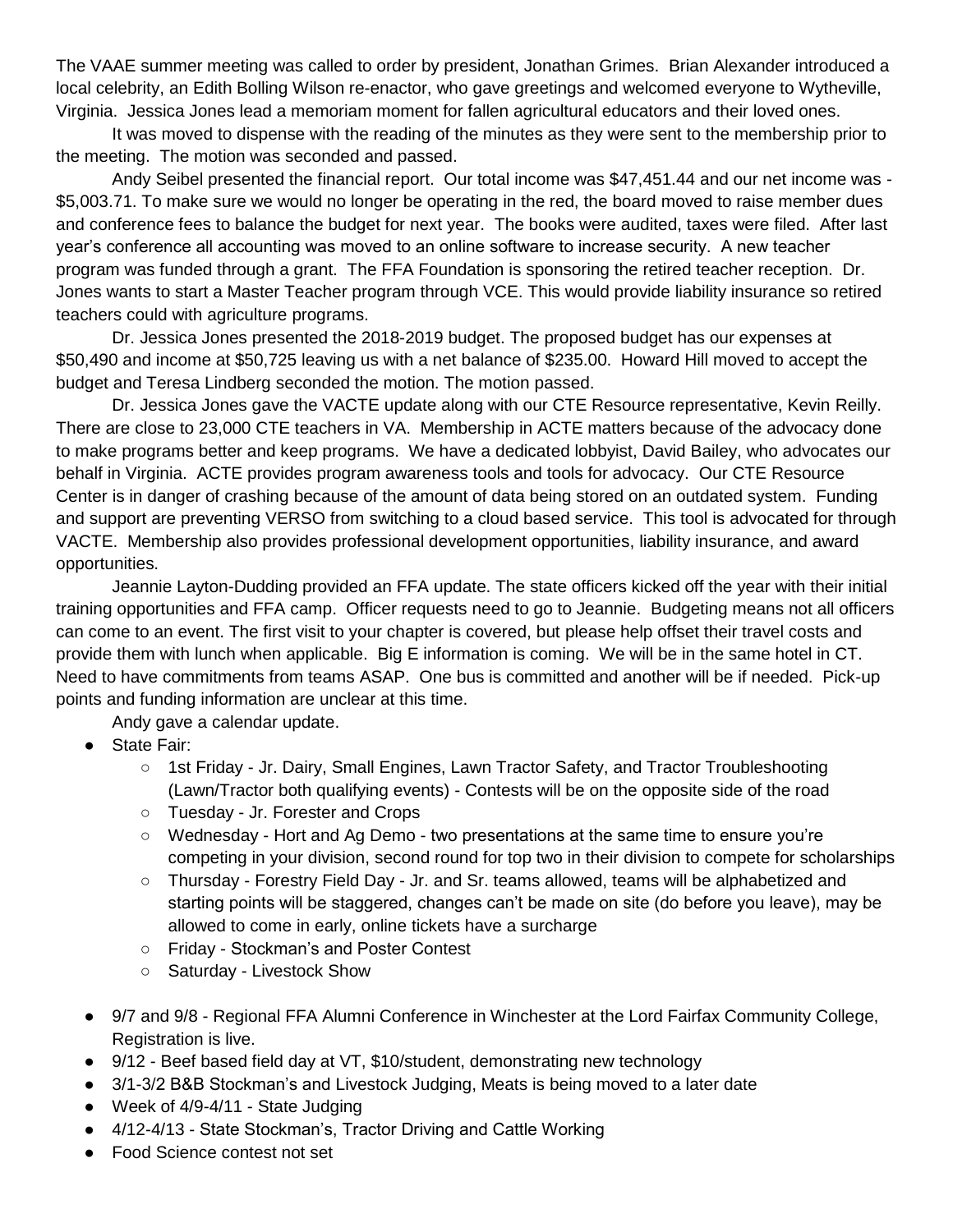The VAAE summer meeting was called to order by president, Jonathan Grimes. Brian Alexander introduced a local celebrity, an Edith Bolling Wilson re-enactor, who gave greetings and welcomed everyone to Wytheville, Virginia. Jessica Jones lead a memoriam moment for fallen agricultural educators and their loved ones.

It was moved to dispense with the reading of the minutes as they were sent to the membership prior to the meeting. The motion was seconded and passed.

Andy Seibel presented the financial report. Our total income was $47,451.44 and our net income was -$5,003.71. To make sure we would no longer be operating in the red, the board moved to raise member dues and conference fees to balance the budget for next year. The books were audited, taxes were filed. After last year's conference all accounting was moved to an online software to increase security. A new teacher program was funded through a grant. The FFA Foundation is sponsoring the retired teacher reception. Dr. Jones wants to start a Master Teacher program through VCE. This would provide liability insurance so retired teachers could with agriculture programs.

Dr. Jessica Jones presented the 2018-2019 budget. The proposed budget has our expenses at $50,490 and income at $50,725 leaving us with a net balance of $235.00. Howard Hill moved to accept the budget and Teresa Lindberg seconded the motion. The motion passed.

Dr. Jessica Jones gave the VACTE update along with our CTE Resource representative, Kevin Reilly. There are close to 23,000 CTE teachers in VA. Membership in ACTE matters because of the advocacy done to make programs better and keep programs. We have a dedicated lobbyist, David Bailey, who advocates our behalf in Virginia. ACTE provides program awareness tools and tools for advocacy. Our CTE Resource Center is in danger of crashing because of the amount of data being stored on an outdated system. Funding and support are preventing VERSO from switching to a cloud based service. This tool is advocated for through VACTE. Membership also provides professional development opportunities, liability insurance, and award opportunities.

Jeannie Layton-Dudding provided an FFA update. The state officers kicked off the year with their initial training opportunities and FFA camp. Officer requests need to go to Jeannie. Budgeting means not all officers can come to an event. The first visit to your chapter is covered, but please help offset their travel costs and provide them with lunch when applicable. Big E information is coming. We will be in the same hotel in CT. Need to have commitments from teams ASAP. One bus is committed and another will be if needed. Pick-up points and funding information are unclear at this time.

Andy gave a calendar update.

- State Fair:
  - 1st Friday - Jr. Dairy, Small Engines, Lawn Tractor Safety, and Tractor Troubleshooting (Lawn/Tractor both qualifying events) - Contests will be on the opposite side of the road
  - Tuesday - Jr. Forester and Crops
  - Wednesday - Hort and Ag Demo - two presentations at the same time to ensure you're competing in your division, second round for top two in their division to compete for scholarships
  - Thursday - Forestry Field Day - Jr. and Sr. teams allowed, teams will be alphabetized and starting points will be staggered, changes can't be made on site (do before you leave), may be allowed to come in early, online tickets have a surcharge
  - Friday - Stockman's and Poster Contest
  - Saturday - Livestock Show
- 9/7 and 9/8 - Regional FFA Alumni Conference in Winchester at the Lord Fairfax Community College, Registration is live.
- 9/12 - Beef based field day at VT, $10/student, demonstrating new technology
- 3/1-3/2 B&B Stockman's and Livestock Judging, Meats is being moved to a later date
- Week of 4/9-4/11 - State Judging
- 4/12-4/13 - State Stockman's, Tractor Driving and Cattle Working
- Food Science contest not set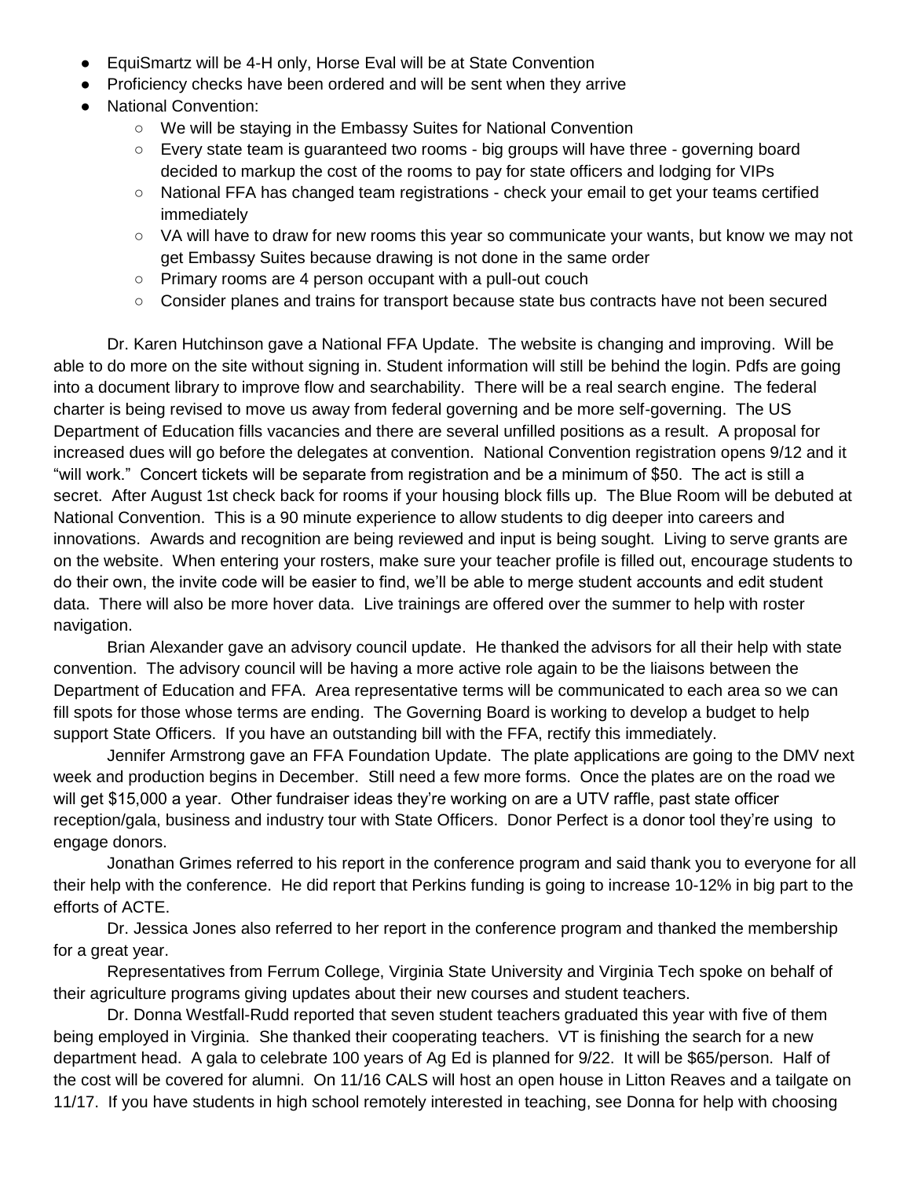- EquiSmartz will be 4-H only, Horse Eval will be at State Convention
- Proficiency checks have been ordered and will be sent when they arrive
- National Convention:
    - We will be staying in the Embassy Suites for National Convention
    - Every state team is guaranteed two rooms - big groups will have three - governing board decided to markup the cost of the rooms to pay for state officers and lodging for VIPs
    - National FFA has changed team registrations - check your email to get your teams certified immediately
    - VA will have to draw for new rooms this year so communicate your wants, but know we may not get Embassy Suites because drawing is not done in the same order
    - Primary rooms are 4 person occupant with a pull-out couch
    - Consider planes and trains for transport because state bus contracts have not been secured

Dr. Karen Hutchinson gave a National FFA Update. The website is changing and improving. Will be able to do more on the site without signing in. Student information will still be behind the login. Pdfs are going into a document library to improve flow and searchability. There will be a real search engine. The federal charter is being revised to move us away from federal governing and be more self-governing. The US Department of Education fills vacancies and there are several unfilled positions as a result. A proposal for increased dues will go before the delegates at convention. National Convention registration opens 9/12 and it "will work." Concert tickets will be separate from registration and be a minimum of $50. The act is still a secret. After August 1st check back for rooms if your housing block fills up. The Blue Room will be debuted at National Convention. This is a 90 minute experience to allow students to dig deeper into careers and innovations. Awards and recognition are being reviewed and input is being sought. Living to serve grants are on the website. When entering your rosters, make sure your teacher profile is filled out, encourage students to do their own, the invite code will be easier to find, we'll be able to merge student accounts and edit student data. There will also be more hover data. Live trainings are offered over the summer to help with roster navigation.

Brian Alexander gave an advisory council update. He thanked the advisors for all their help with state convention. The advisory council will be having a more active role again to be the liaisons between the Department of Education and FFA. Area representative terms will be communicated to each area so we can fill spots for those whose terms are ending. The Governing Board is working to develop a budget to help support State Officers. If you have an outstanding bill with the FFA, rectify this immediately.

Jennifer Armstrong gave an FFA Foundation Update. The plate applications are going to the DMV next week and production begins in December. Still need a few more forms. Once the plates are on the road we will get $15,000 a year. Other fundraiser ideas they're working on are a UTV raffle, past state officer reception/gala, business and industry tour with State Officers. Donor Perfect is a donor tool they're using to engage donors.

Jonathan Grimes referred to his report in the conference program and said thank you to everyone for all their help with the conference. He did report that Perkins funding is going to increase 10-12% in big part to the efforts of ACTE.

Dr. Jessica Jones also referred to her report in the conference program and thanked the membership for a great year.

Representatives from Ferrum College, Virginia State University and Virginia Tech spoke on behalf of their agriculture programs giving updates about their new courses and student teachers.

Dr. Donna Westfall-Rudd reported that seven student teachers graduated this year with five of them being employed in Virginia. She thanked their cooperating teachers. VT is finishing the search for a new department head. A gala to celebrate 100 years of Ag Ed is planned for 9/22. It will be $65/person. Half of the cost will be covered for alumni. On 11/16 CALS will host an open house in Litton Reaves and a tailgate on 11/17. If you have students in high school remotely interested in teaching, see Donna for help with choosing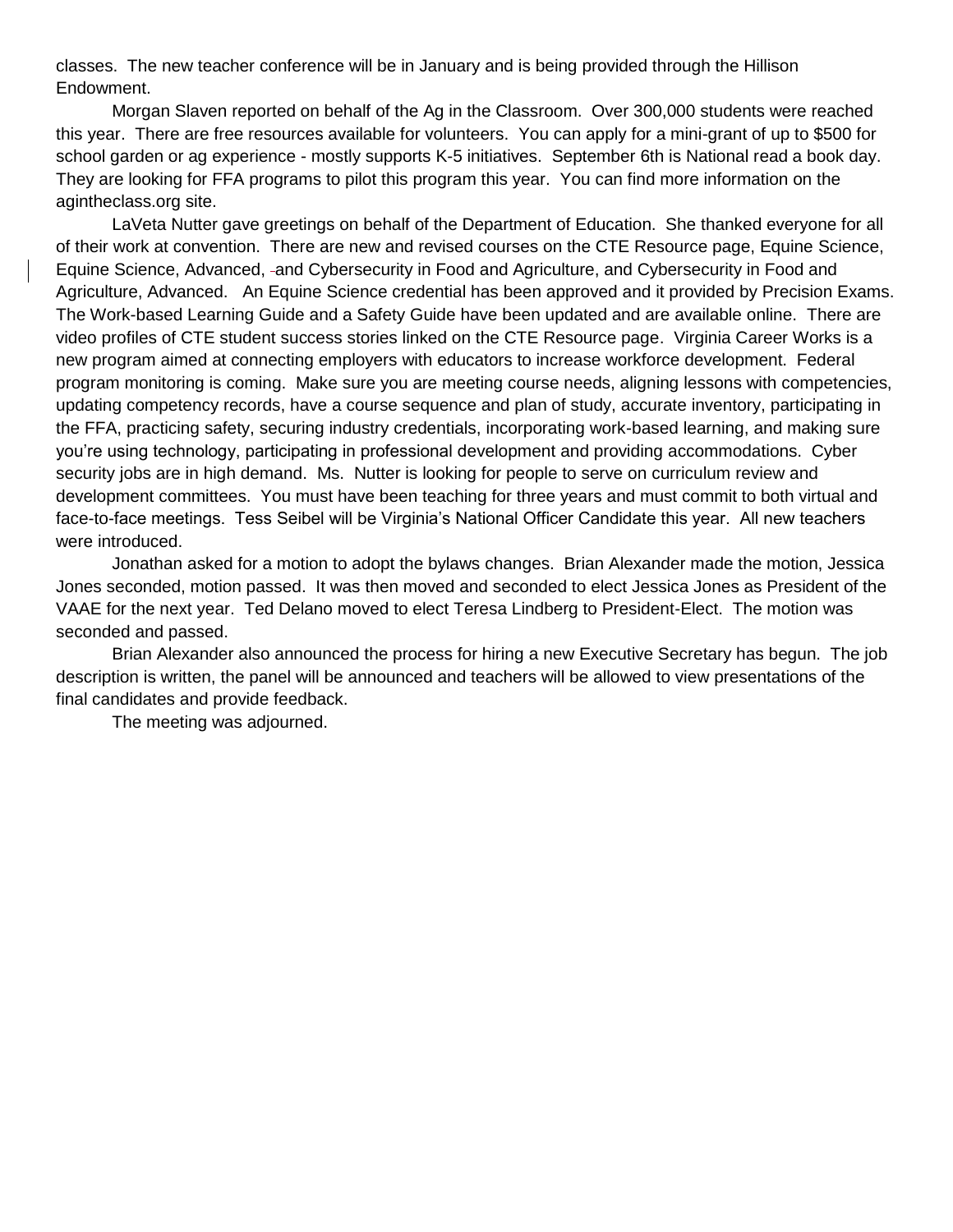classes. The new teacher conference will be in January and is being provided through the Hillison Endowment.

Morgan Slaven reported on behalf of the Ag in the Classroom. Over 300,000 students were reached this year. There are free resources available for volunteers. You can apply for a mini-grant of up to $500 for school garden or ag experience - mostly supports K-5 initiatives. September 6th is National read a book day. They are looking for FFA programs to pilot this program this year. You can find more information on the agintheclass.org site.

LaVeta Nutter gave greetings on behalf of the Department of Education. She thanked everyone for all of their work at convention. There are new and revised courses on the CTE Resource page, Equine Science, Equine Science, Advanced, and Cybersecurity in Food and Agriculture, and Cybersecurity in Food and Agriculture, Advanced. An Equine Science credential has been approved and it provided by Precision Exams. The Work-based Learning Guide and a Safety Guide have been updated and are available online. There are video profiles of CTE student success stories linked on the CTE Resource page. Virginia Career Works is a new program aimed at connecting employers with educators to increase workforce development. Federal program monitoring is coming. Make sure you are meeting course needs, aligning lessons with competencies, updating competency records, have a course sequence and plan of study, accurate inventory, participating in the FFA, practicing safety, securing industry credentials, incorporating work-based learning, and making sure you're using technology, participating in professional development and providing accommodations. Cyber security jobs are in high demand. Ms. Nutter is looking for people to serve on curriculum review and development committees. You must have been teaching for three years and must commit to both virtual and face-to-face meetings. Tess Seibel will be Virginia's National Officer Candidate this year. All new teachers were introduced.

Jonathan asked for a motion to adopt the bylaws changes. Brian Alexander made the motion, Jessica Jones seconded, motion passed. It was then moved and seconded to elect Jessica Jones as President of the VAAE for the next year. Ted Delano moved to elect Teresa Lindberg to President-Elect. The motion was seconded and passed.

Brian Alexander also announced the process for hiring a new Executive Secretary has begun. The job description is written, the panel will be announced and teachers will be allowed to view presentations of the final candidates and provide feedback.

The meeting was adjourned.